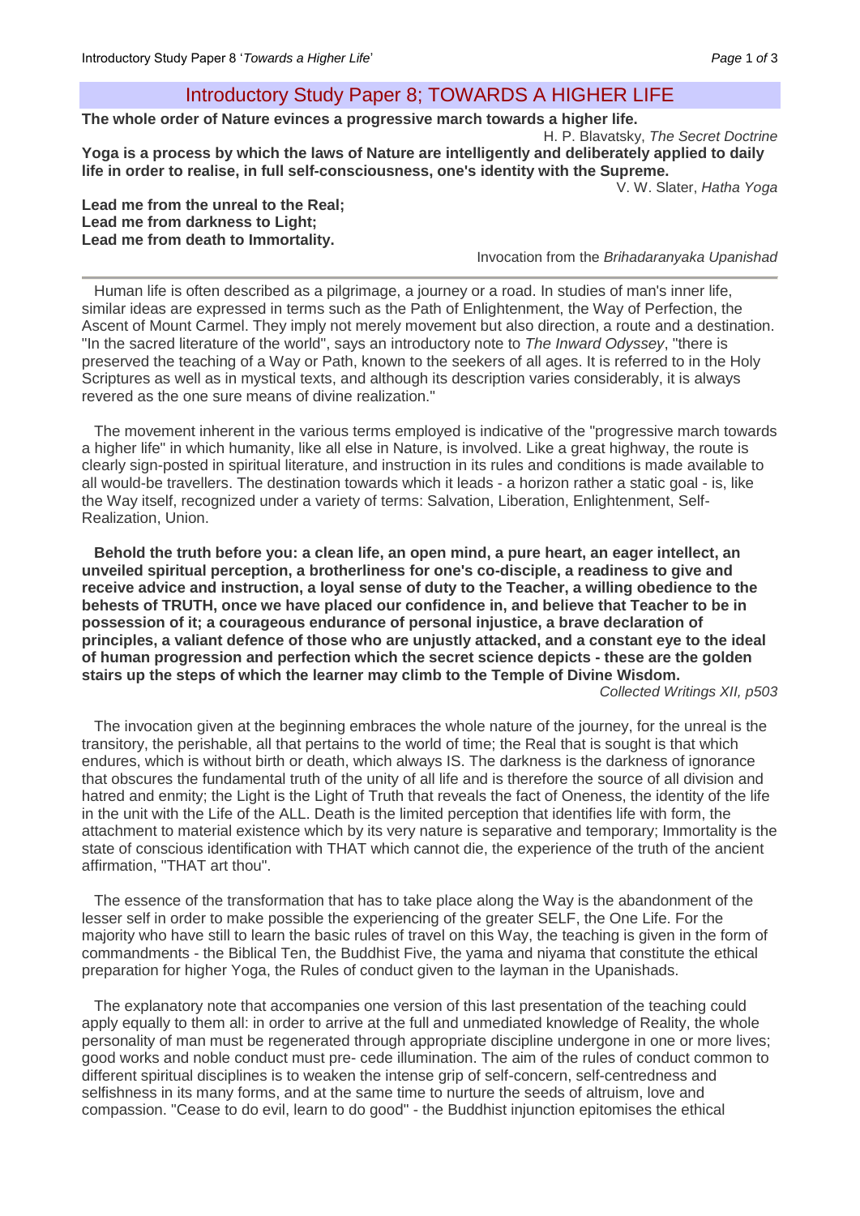# Introductory Study Paper 8; TOWARDS A HIGHER LIFE

**The whole order of Nature evinces a progressive march towards a higher life.**

H. P. Blavatsky, *The Secret Doctrine*

**Yoga is a process by which the laws of Nature are intelligently and deliberately applied to daily life in order to realise, in full self-consciousness, one's identity with the Supreme.**

V. W. Slater, *Hatha Yoga*

**Lead me from the unreal to the Real;**
**Lead me from darkness to Light;**
**Lead me from death to Immortality.**

Invocation from the *Brihadaranyaka Upanishad*

---

Human life is often described as a pilgrimage, a journey or a road. In studies of man's inner life, similar ideas are expressed in terms such as the Path of Enlightenment, the Way of Perfection, the Ascent of Mount Carmel. They imply not merely movement but also direction, a route and a destination. "In the sacred literature of the world", says an introductory note to *The Inward Odyssey*, "there is preserved the teaching of a Way or Path, known to the seekers of all ages. It is referred to in the Holy Scriptures as well as in mystical texts, and although its description varies considerably, it is always revered as the one sure means of divine realization."

The movement inherent in the various terms employed is indicative of the "progressive march towards a higher life" in which humanity, like all else in Nature, is involved. Like a great highway, the route is clearly sign-posted in spiritual literature, and instruction in its rules and conditions is made available to all would-be travellers. The destination towards which it leads - a horizon rather a static goal - is, like the Way itself, recognized under a variety of terms: Salvation, Liberation, Enlightenment, Self-Realization, Union.

**Behold the truth before you: a clean life, an open mind, a pure heart, an eager intellect, an unveiled spiritual perception, a brotherliness for one's co-disciple, a readiness to give and receive advice and instruction, a loyal sense of duty to the Teacher, a willing obedience to the behests of TRUTH, once we have placed our confidence in, and believe that Teacher to be in possession of it; a courageous endurance of personal injustice, a brave declaration of principles, a valiant defence of those who are unjustly attacked, and a constant eye to the ideal of human progression and perfection which the secret science depicts - these are the golden stairs up the steps of which the learner may climb to the Temple of Divine Wisdom.**

*Collected Writings XII, p503*

The invocation given at the beginning embraces the whole nature of the journey, for the unreal is the transitory, the perishable, all that pertains to the world of time; the Real that is sought is that which endures, which is without birth or death, which always IS. The darkness is the darkness of ignorance that obscures the fundamental truth of the unity of all life and is therefore the source of all division and hatred and enmity; the Light is the Light of Truth that reveals the fact of Oneness, the identity of the life in the unit with the Life of the ALL. Death is the limited perception that identifies life with form, the attachment to material existence which by its very nature is separative and temporary; Immortality is the state of conscious identification with THAT which cannot die, the experience of the truth of the ancient affirmation, "THAT art thou".

The essence of the transformation that has to take place along the Way is the abandonment of the lesser self in order to make possible the experiencing of the greater SELF, the One Life. For the majority who have still to learn the basic rules of travel on this Way, the teaching is given in the form of commandments - the Biblical Ten, the Buddhist Five, the yama and niyama that constitute the ethical preparation for higher Yoga, the Rules of conduct given to the layman in the Upanishads.

The explanatory note that accompanies one version of this last presentation of the teaching could apply equally to them all: in order to arrive at the full and unmediated knowledge of Reality, the whole personality of man must be regenerated through appropriate discipline undergone in one or more lives; good works and noble conduct must pre- cede illumination. The aim of the rules of conduct common to different spiritual disciplines is to weaken the intense grip of self-concern, self-centredness and selfishness in its many forms, and at the same time to nurture the seeds of altruism, love and compassion. "Cease to do evil, learn to do good" - the Buddhist injunction epitomises the ethical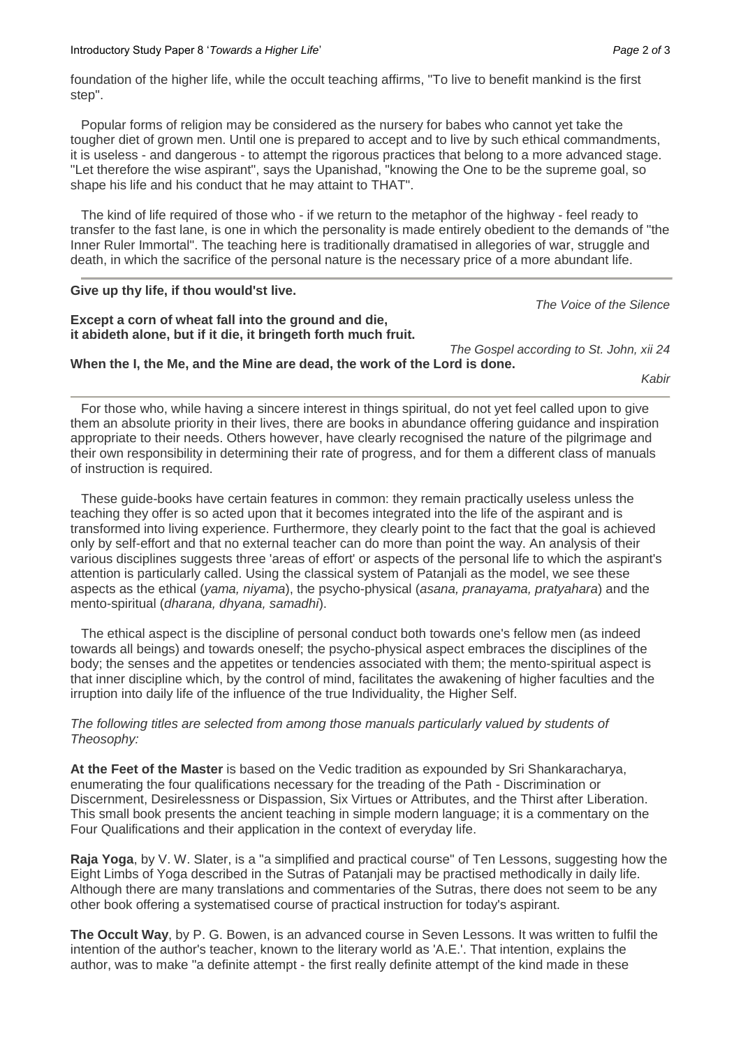foundation of the higher life, while the occult teaching affirms, "To live to benefit mankind is the first step".

Popular forms of religion may be considered as the nursery for babes who cannot yet take the tougher diet of grown men. Until one is prepared to accept and to live by such ethical commandments, it is useless - and dangerous - to attempt the rigorous practices that belong to a more advanced stage. "Let therefore the wise aspirant", says the Upanishad, "knowing the One to be the supreme goal, so shape his life and his conduct that he may attaint to THAT".

The kind of life required of those who - if we return to the metaphor of the highway - feel ready to transfer to the fast lane, is one in which the personality is made entirely obedient to the demands of "the Inner Ruler Immortal". The teaching here is traditionally dramatised in allegories of war, struggle and death, in which the sacrifice of the personal nature is the necessary price of a more abundant life.

---

**Give up thy life, if thou would'st live.**

*The Voice of the Silence*

**Except a corn of wheat fall into the ground and die,**
**it abideth alone, but if it die, it bringeth forth much fruit.**

*The Gospel according to St. John, xii 24*

**When the I, the Me, and the Mine are dead, the work of the Lord is done.**

*Kabir*

---

For those who, while having a sincere interest in things spiritual, do not yet feel called upon to give them an absolute priority in their lives, there are books in abundance offering guidance and inspiration appropriate to their needs. Others however, have clearly recognised the nature of the pilgrimage and their own responsibility in determining their rate of progress, and for them a different class of manuals of instruction is required.

These guide-books have certain features in common: they remain practically useless unless the teaching they offer is so acted upon that it becomes integrated into the life of the aspirant and is transformed into living experience. Furthermore, they clearly point to the fact that the goal is achieved only by self-effort and that no external teacher can do more than point the way. An analysis of their various disciplines suggests three 'areas of effort' or aspects of the personal life to which the aspirant's attention is particularly called. Using the classical system of Patanjali as the model, we see these aspects as the ethical (*yama, niyama*), the psycho-physical (*asana, pranayama, pratyahara*) and the mento-spiritual (*dharana, dhyana, samadhi*).

The ethical aspect is the discipline of personal conduct both towards one's fellow men (as indeed towards all beings) and towards oneself; the psycho-physical aspect embraces the disciplines of the body; the senses and the appetites or tendencies associated with them; the mento-spiritual aspect is that inner discipline which, by the control of mind, facilitates the awakening of higher faculties and the irruption into daily life of the influence of the true Individuality, the Higher Self.

*The following titles are selected from among those manuals particularly valued by students of Theosophy:*

**At the Feet of the Master** is based on the Vedic tradition as expounded by Sri Shankaracharya, enumerating the four qualifications necessary for the treading of the Path - Discrimination or Discernment, Desirelessness or Dispassion, Six Virtues or Attributes, and the Thirst after Liberation. This small book presents the ancient teaching in simple modern language; it is a commentary on the Four Qualifications and their application in the context of everyday life.

**Raja Yoga**, by V. W. Slater, is a "a simplified and practical course" of Ten Lessons, suggesting how the Eight Limbs of Yoga described in the Sutras of Patanjali may be practised methodically in daily life. Although there are many translations and commentaries of the Sutras, there does not seem to be any other book offering a systematised course of practical instruction for today's aspirant.

**The Occult Way**, by P. G. Bowen, is an advanced course in Seven Lessons. It was written to fulfil the intention of the author's teacher, known to the literary world as 'A.E.'. That intention, explains the author, was to make "a definite attempt - the first really definite attempt of the kind made in these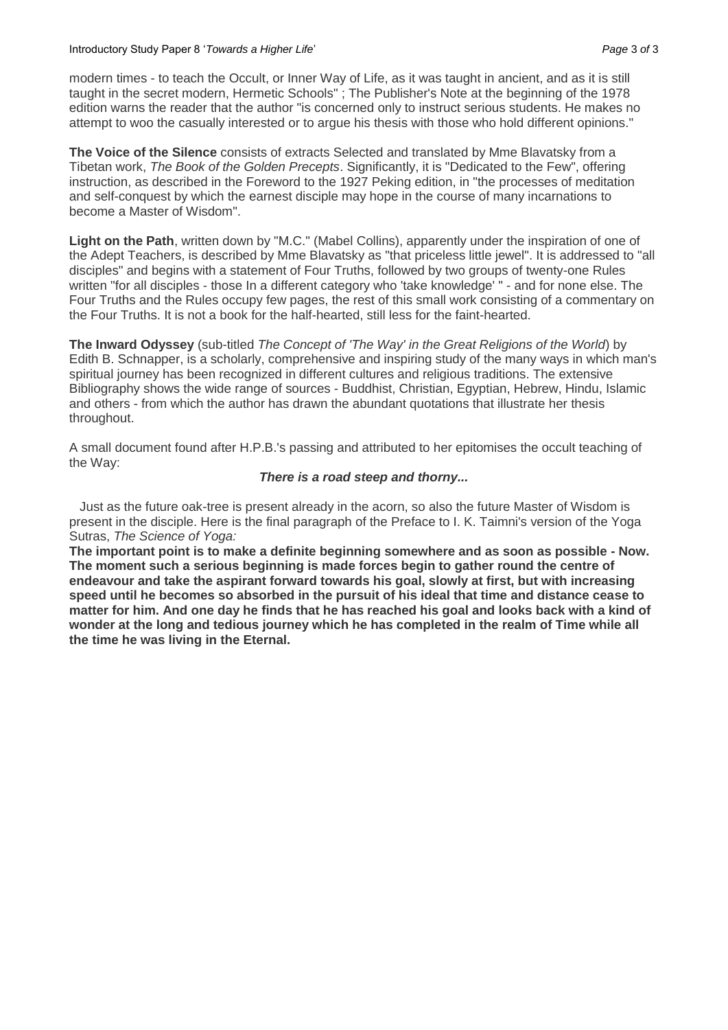modern times - to teach the Occult, or Inner Way of Life, as it was taught in ancient, and as it is still taught in the secret modern, Hermetic Schools" ; The Publisher's Note at the beginning of the 1978 edition warns the reader that the author "is concerned only to instruct serious students. He makes no attempt to woo the casually interested or to argue his thesis with those who hold different opinions."

**The Voice of the Silence** consists of extracts Selected and translated by Mme Blavatsky from a Tibetan work, *The Book of the Golden Precepts*. Significantly, it is "Dedicated to the Few", offering instruction, as described in the Foreword to the 1927 Peking edition, in "the processes of meditation and self-conquest by which the earnest disciple may hope in the course of many incarnations to become a Master of Wisdom".

**Light on the Path**, written down by "M.C." (Mabel Collins), apparently under the inspiration of one of the Adept Teachers, is described by Mme Blavatsky as "that priceless little jewel". It is addressed to "all disciples" and begins with a statement of Four Truths, followed by two groups of twenty-one Rules written "for all disciples - those In a different category who 'take knowledge' " - and for none else. The Four Truths and the Rules occupy few pages, the rest of this small work consisting of a commentary on the Four Truths. It is not a book for the half-hearted, still less for the faint-hearted.

**The Inward Odyssey** (sub-titled *The Concept of 'The Way' in the Great Religions of the World*) by Edith B. Schnapper, is a scholarly, comprehensive and inspiring study of the many ways in which man's spiritual journey has been recognized in different cultures and religious traditions. The extensive Bibliography shows the wide range of sources - Buddhist, Christian, Egyptian, Hebrew, Hindu, Islamic and others - from which the author has drawn the abundant quotations that illustrate her thesis throughout.

A small document found after H.P.B.'s passing and attributed to her epitomises the occult teaching of the Way:

***There is a road steep and thorny...***

Just as the future oak-tree is present already in the acorn, so also the future Master of Wisdom is present in the disciple. Here is the final paragraph of the Preface to I. K. Taimni's version of the Yoga Sutras, *The Science of Yoga:*

**The important point is to make a definite beginning somewhere and as soon as possible - Now. The moment such a serious beginning is made forces begin to gather round the centre of endeavour and take the aspirant forward towards his goal, slowly at first, but with increasing speed until he becomes so absorbed in the pursuit of his ideal that time and distance cease to matter for him. And one day he finds that he has reached his goal and looks back with a kind of wonder at the long and tedious journey which he has completed in the realm of Time while all the time he was living in the Eternal.**